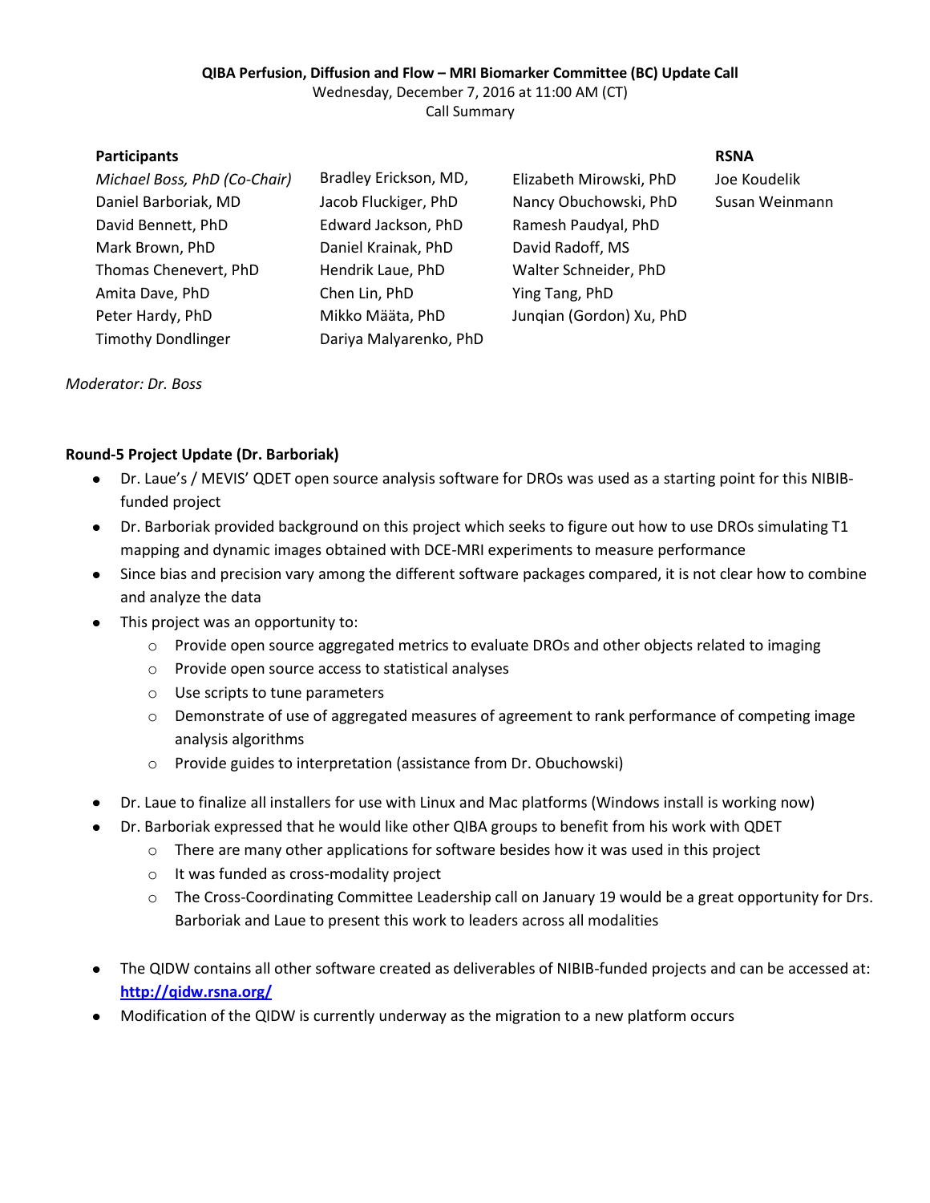**QIBA Perfusion, Diffusion and Flow – MRI Biomarker Committee (BC) Update Call**

Wednesday, December 7, 2016 at 11:00 AM (CT)

Call Summary

**Participants**

| | | | **RSNA** |
|---|---|---|---|
| *Michael Boss, PhD (Co-Chair)* | Bradley Erickson, MD, | Elizabeth Mirowski, PhD | Joe Koudelik |
| Daniel Barboriak, MD | Jacob Fluckiger, PhD | Nancy Obuchowski, PhD | Susan Weinmann |
| David Bennett, PhD | Edward Jackson, PhD | Ramesh Paudyal, PhD | |
| Mark Brown, PhD | Daniel Krainak, PhD | David Radoff, MS | |
| Thomas Chenevert, PhD | Hendrik Laue, PhD | Walter Schneider, PhD | |
| Amita Dave, PhD | Chen Lin, PhD | Ying Tang, PhD | |
| Peter Hardy, PhD | Mikko Määta, PhD | Junqian (Gordon) Xu, PhD | |
| Timothy Dondlinger | Dariya Malyarenko, PhD | | |

*Moderator: Dr. Boss*

**Round-5 Project Update (Dr. Barboriak)**

- Dr. Laue's / MEVIS' QDET open source analysis software for DROs was used as a starting point for this NIBIB-funded project
- Dr. Barboriak provided background on this project which seeks to figure out how to use DROs simulating T1 mapping and dynamic images obtained with DCE-MRI experiments to measure performance
- Since bias and precision vary among the different software packages compared, it is not clear how to combine and analyze the data
- This project was an opportunity to:
  - Provide open source aggregated metrics to evaluate DROs and other objects related to imaging
  - Provide open source access to statistical analyses
  - Use scripts to tune parameters
  - Demonstrate of use of aggregated measures of agreement to rank performance of competing image analysis algorithms
  - Provide guides to interpretation (assistance from Dr. Obuchowski)

- Dr. Laue to finalize all installers for use with Linux and Mac platforms (Windows install is working now)
- Dr. Barboriak expressed that he would like other QIBA groups to benefit from his work with QDET
  - There are many other applications for software besides how it was used in this project
  - It was funded as cross-modality project
  - The Cross-Coordinating Committee Leadership call on January 19 would be a great opportunity for Drs. Barboriak and Laue to present this work to leaders across all modalities

- The QIDW contains all other software created as deliverables of NIBIB-funded projects and can be accessed at: **http://qidw.rsna.org/**
- Modification of the QIDW is currently underway as the migration to a new platform occurs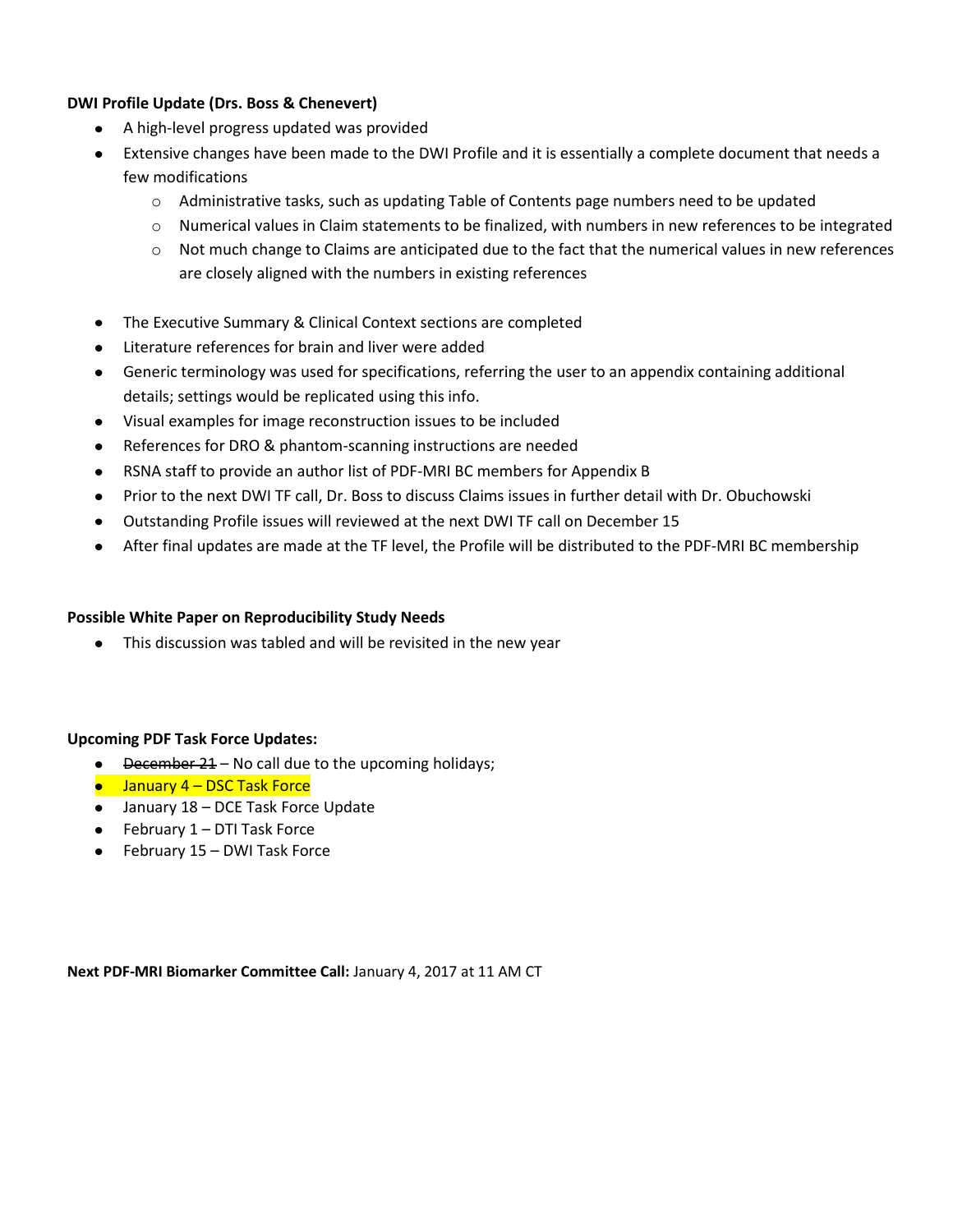**DWI Profile Update (Drs. Boss & Chenevert)**

- A high-level progress updated was provided
- Extensive changes have been made to the DWI Profile and it is essentially a complete document that needs a few modifications
  - Administrative tasks, such as updating Table of Contents page numbers need to be updated
  - Numerical values in Claim statements to be finalized, with numbers in new references to be integrated
  - Not much change to Claims are anticipated due to the fact that the numerical values in new references are closely aligned with the numbers in existing references

- The Executive Summary & Clinical Context sections are completed
- Literature references for brain and liver were added
- Generic terminology was used for specifications, referring the user to an appendix containing additional details; settings would be replicated using this info.
- Visual examples for image reconstruction issues to be included
- References for DRO & phantom-scanning instructions are needed
- RSNA staff to provide an author list of PDF-MRI BC members for Appendix B
- Prior to the next DWI TF call, Dr. Boss to discuss Claims issues in further detail with Dr. Obuchowski
- Outstanding Profile issues will reviewed at the next DWI TF call on December 15
- After final updates are made at the TF level, the Profile will be distributed to the PDF-MRI BC membership

**Possible White Paper on Reproducibility Study Needs**

- This discussion was tabled and will be revisited in the new year

**Upcoming PDF Task Force Updates:**

- ~~December 21~~ – No call due to the upcoming holidays;
- January 4 – DSC Task Force
- January 18 – DCE Task Force Update
- February 1 – DTI Task Force
- February 15 – DWI Task Force

**Next PDF-MRI Biomarker Committee Call:** January 4, 2017 at 11 AM CT